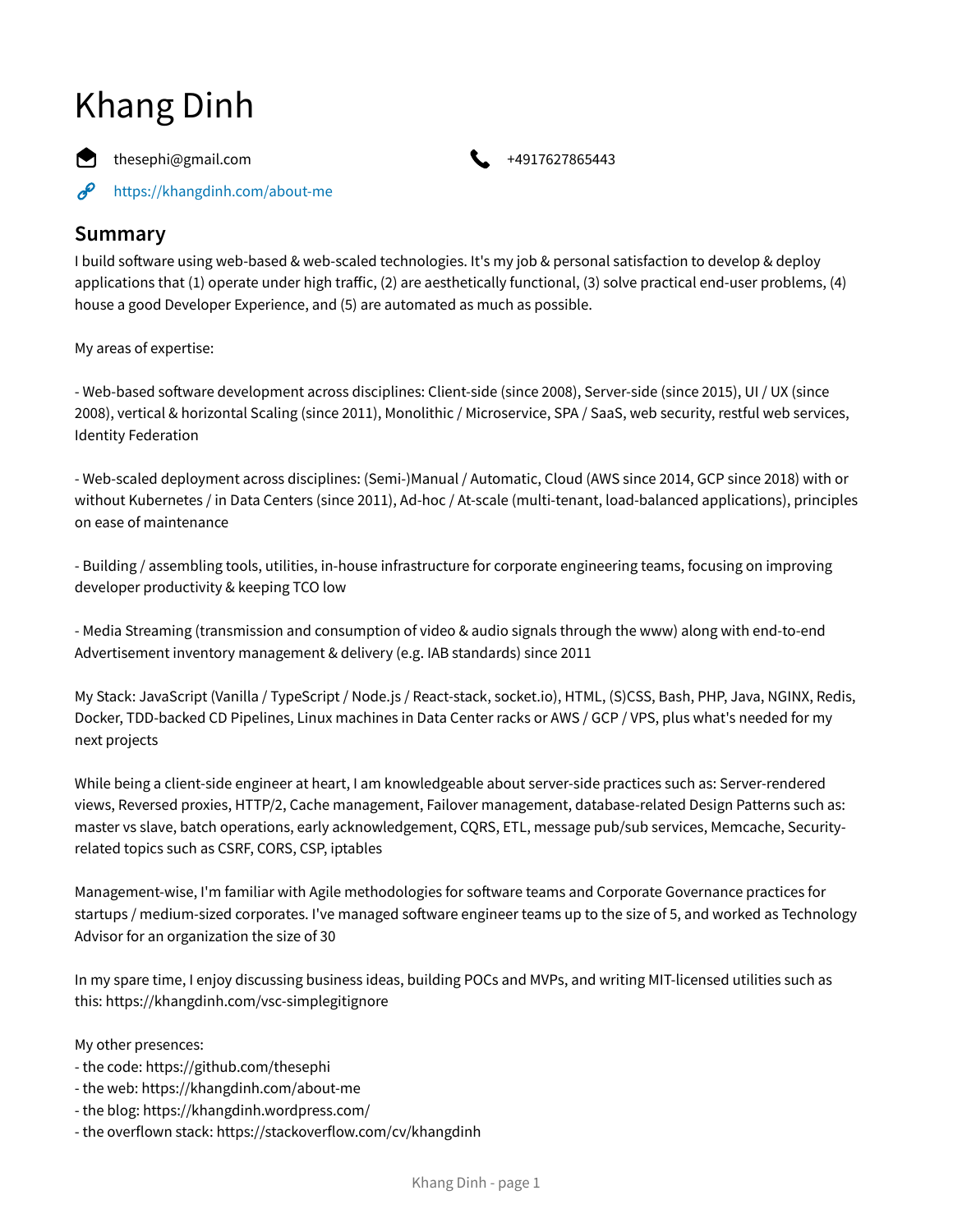# Khang Dinh

thesephi@gmail.com

+4917627865443

https://khangdinh.com/about-me

## Summary

I build software using web-based & web-scaled technologies. It's my job & personal satisfaction to develop & deploy applications that (1) operate under high traffic, (2) are aesthetically functional, (3) solve practical end-user problems, (4) house a good Developer Experience, and (5) are automated as much as possible.

My areas of expertise:

- Web-based software development across disciplines: Client-side (since 2008), Server-side (since 2015), UI / UX (since 2008), vertical & horizontal Scaling (since 2011), Monolithic / Microservice, SPA / SaaS, web security, restful web services, Identity Federation

- Web-scaled deployment across disciplines: (Semi-)Manual / Automatic, Cloud (AWS since 2014, GCP since 2018) with or without Kubernetes / in Data Centers (since 2011), Ad-hoc / At-scale (multi-tenant, load-balanced applications), principles on ease of maintenance

- Building / assembling tools, utilities, in-house infrastructure for corporate engineering teams, focusing on improving developer productivity & keeping TCO low

- Media Streaming (transmission and consumption of video & audio signals through the www) along with end-to-end Advertisement inventory management & delivery (e.g. IAB standards) since 2011

My Stack: JavaScript (Vanilla / TypeScript / Node.js / React-stack, socket.io), HTML, (S)CSS, Bash, PHP, Java, NGINX, Redis, Docker, TDD-backed CD Pipelines, Linux machines in Data Center racks or AWS / GCP / VPS, plus what's needed for my next projects

While being a client-side engineer at heart, I am knowledgeable about server-side practices such as: Server-rendered views, Reversed proxies, HTTP/2, Cache management, Failover management, database-related Design Patterns such as: master vs slave, batch operations, early acknowledgement, CQRS, ETL, message pub/sub services, Memcache, Security-related topics such as CSRF, CORS, CSP, iptables

Management-wise, I'm familiar with Agile methodologies for software teams and Corporate Governance practices for startups / medium-sized corporates. I've managed software engineer teams up to the size of 5, and worked as Technology Advisor for an organization the size of 30

In my spare time, I enjoy discussing business ideas, building POCs and MVPs, and writing MIT-licensed utilities such as this: https://khangdinh.com/vsc-simplegitignore

My other presences:
- the code: https://github.com/thesephi
- the web: https://khangdinh.com/about-me
- the blog: https://khangdinh.wordpress.com/
- the overflown stack: https://stackoverflow.com/cv/khangdinh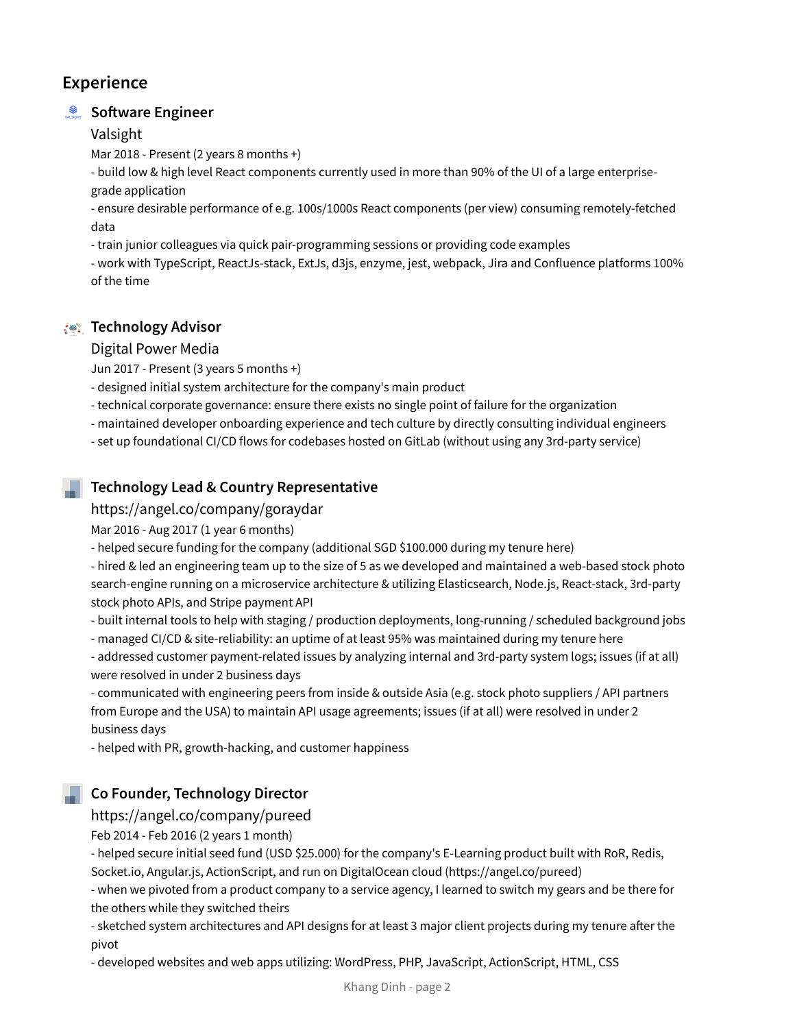## Experience

### Software Engineer

Valsight

Mar 2018 - Present (2 years 8 months +)

- build low & high level React components currently used in more than 90% of the UI of a large enterprise-grade application
- ensure desirable performance of e.g. 100s/1000s React components (per view) consuming remotely-fetched data
- train junior colleagues via quick pair-programming sessions or providing code examples
- work with TypeScript, ReactJs-stack, ExtJs, d3js, enzyme, jest, webpack, Jira and Confluence platforms 100% of the time

### Technology Advisor

Digital Power Media

Jun 2017 - Present (3 years 5 months +)

- designed initial system architecture for the company's main product
- technical corporate governance: ensure there exists no single point of failure for the organization
- maintained developer onboarding experience and tech culture by directly consulting individual engineers
- set up foundational CI/CD flows for codebases hosted on GitLab (without using any 3rd-party service)

### Technology Lead & Country Representative

https://angel.co/company/goraydar

Mar 2016 - Aug 2017 (1 year 6 months)

- helped secure funding for the company (additional SGD $100.000 during my tenure here)
- hired & led an engineering team up to the size of 5 as we developed and maintained a web-based stock photo search-engine running on a microservice architecture & utilizing Elasticsearch, Node.js, React-stack, 3rd-party stock photo APIs, and Stripe payment API
- built internal tools to help with staging / production deployments, long-running / scheduled background jobs
- managed CI/CD & site-reliability: an uptime of at least 95% was maintained during my tenure here
- addressed customer payment-related issues by analyzing internal and 3rd-party system logs; issues (if at all) were resolved in under 2 business days
- communicated with engineering peers from inside & outside Asia (e.g. stock photo suppliers / API partners from Europe and the USA) to maintain API usage agreements; issues (if at all) were resolved in under 2 business days
- helped with PR, growth-hacking, and customer happiness

### Co Founder, Technology Director

https://angel.co/company/pureed

Feb 2014 - Feb 2016 (2 years 1 month)

- helped secure initial seed fund (USD $25.000) for the company's E-Learning product built with RoR, Redis, Socket.io, Angular.js, ActionScript, and run on DigitalOcean cloud (https://angel.co/pureed)
- when we pivoted from a product company to a service agency, I learned to switch my gears and be there for the others while they switched theirs
- sketched system architectures and API designs for at least 3 major client projects during my tenure after the pivot
- developed websites and web apps utilizing: WordPress, PHP, JavaScript, ActionScript, HTML, CSS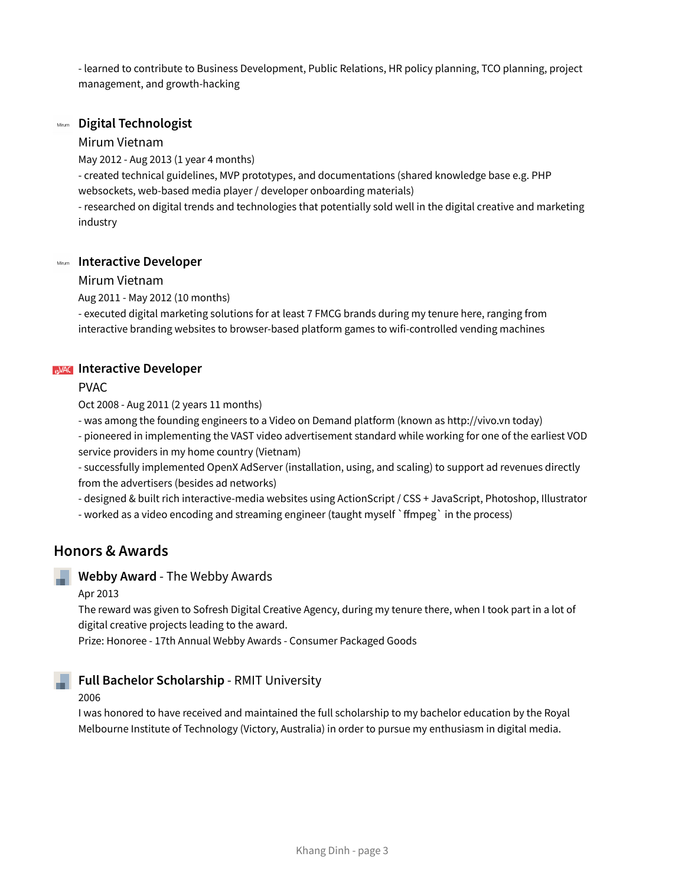- learned to contribute to Business Development, Public Relations, HR policy planning, TCO planning, project management, and growth-hacking

### Digital Technologist

Mirum Vietnam

May 2012 - Aug 2013 (1 year 4 months)

- created technical guidelines, MVP prototypes, and documentations (shared knowledge base e.g. PHP websockets, web-based media player / developer onboarding materials)
- researched on digital trends and technologies that potentially sold well in the digital creative and marketing industry

### Interactive Developer

Mirum Vietnam

Aug 2011 - May 2012 (10 months)

- executed digital marketing solutions for at least 7 FMCG brands during my tenure here, ranging from interactive branding websites to browser-based platform games to wifi-controlled vending machines

### Interactive Developer

PVAC

Oct 2008 - Aug 2011 (2 years 11 months)

- was among the founding engineers to a Video on Demand platform (known as http://vivo.vn today)
- pioneered in implementing the VAST video advertisement standard while working for one of the earliest VOD service providers in my home country (Vietnam)
- successfully implemented OpenX AdServer (installation, using, and scaling) to support ad revenues directly from the advertisers (besides ad networks)
- designed & built rich interactive-media websites using ActionScript / CSS + JavaScript, Photoshop, Illustrator
- worked as a video encoding and streaming engineer (taught myself `ffmpeg` in the process)

## Honors & Awards

### **Webby Award** - The Webby Awards

Apr 2013

The reward was given to Sofresh Digital Creative Agency, during my tenure there, when I took part in a lot of digital creative projects leading to the award.

Prize: Honoree - 17th Annual Webby Awards - Consumer Packaged Goods

### **Full Bachelor Scholarship** - RMIT University

2006

I was honored to have received and maintained the full scholarship to my bachelor education by the Royal Melbourne Institute of Technology (Victory, Australia) in order to pursue my enthusiasm in digital media.